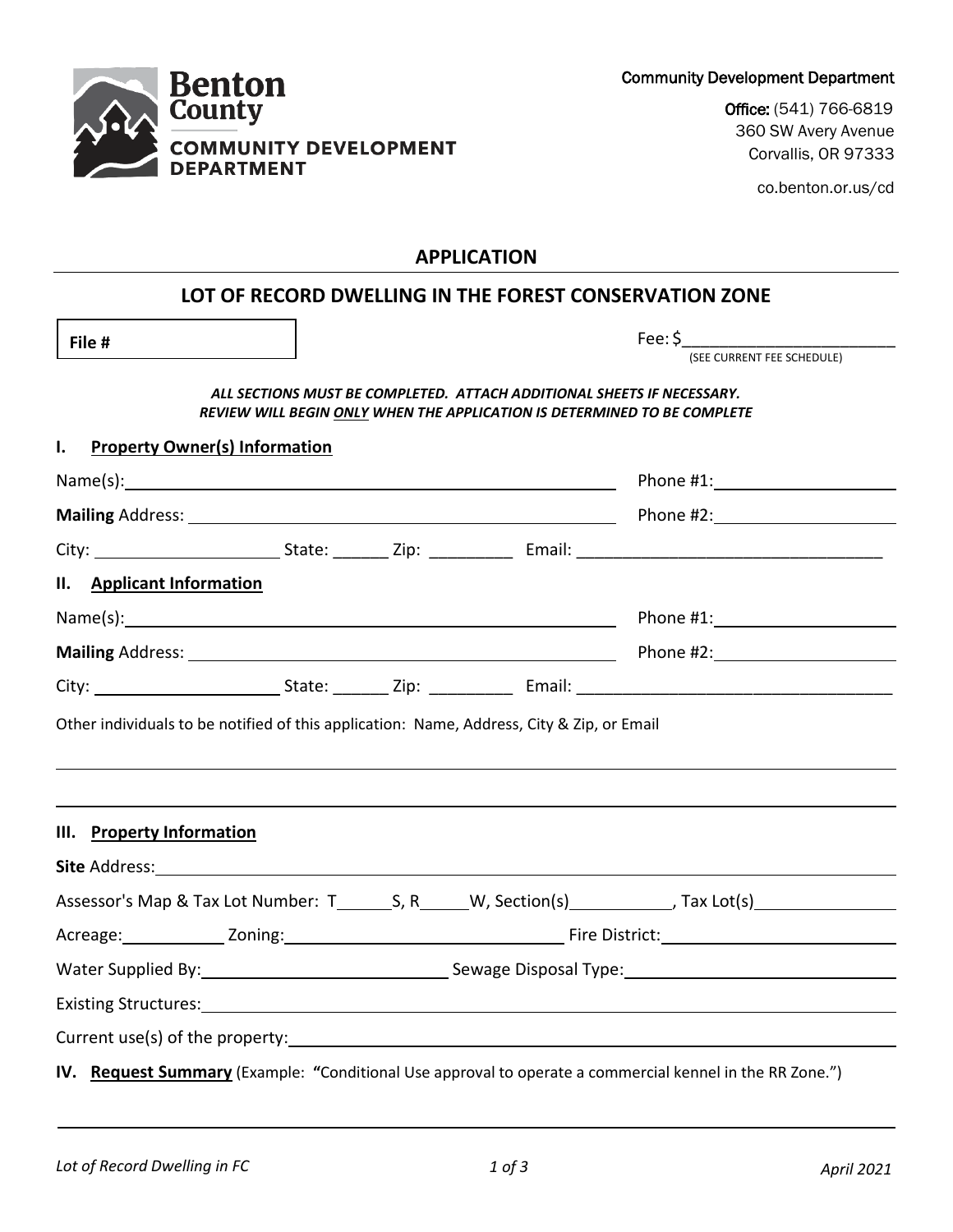**Benton County**
**COMMUNITY DEVELOPMENT DEPARTMENT**

Community Development Department

**Office:** (541) 766-6819
360 SW Avery Avenue
Corvallis, OR 97333

co.benton.or.us/cd

## APPLICATION

## LOT OF RECORD DWELLING IN THE FOREST CONSERVATION ZONE

**File #**

Fee: $_______________________
(SEE CURRENT FEE SCHEDULE)

***ALL SECTIONS MUST BE COMPLETED. ATTACH ADDITIONAL SHEETS IF NECESSARY.***
***REVIEW WILL BEGIN ONLY WHEN THE APPLICATION IS DETERMINED TO BE COMPLETE***

### I. Property Owner(s) Information

Name(s): ____________________________________________ Phone #1: ____________________

**Mailing** Address: ____________________________________________ Phone #2: ____________________

City: ____________________ State: ______ Zip: _________ Email: ________________________________

### II. Applicant Information

Name(s): ____________________________________________ Phone #1: ____________________

**Mailing** Address: ____________________________________________ Phone #2: ____________________

City: ____________________ State: ______ Zip: _________ Email: ________________________________

Other individuals to be notified of this application: Name, Address, City & Zip, or Email

________________________________________________________________________________

________________________________________________________________________________

### III. Property Information

**Site** Address: ________________________________________________________________________

Assessor's Map & Tax Lot Number: T______S, R_____W, Section(s)___________, Tax Lot(s)________________

Acreage:___________ Zoning:______________________________ Fire District:________________________

Water Supplied By:__________________________ Sewage Disposal Type:____________________________

Existing Structures:________________________________________________________________________

Current use(s) of the property:________________________________________________________________

### IV. Request Summary (Example: "Conditional Use approval to operate a commercial kennel in the RR Zone.")

________________________________________________________________________________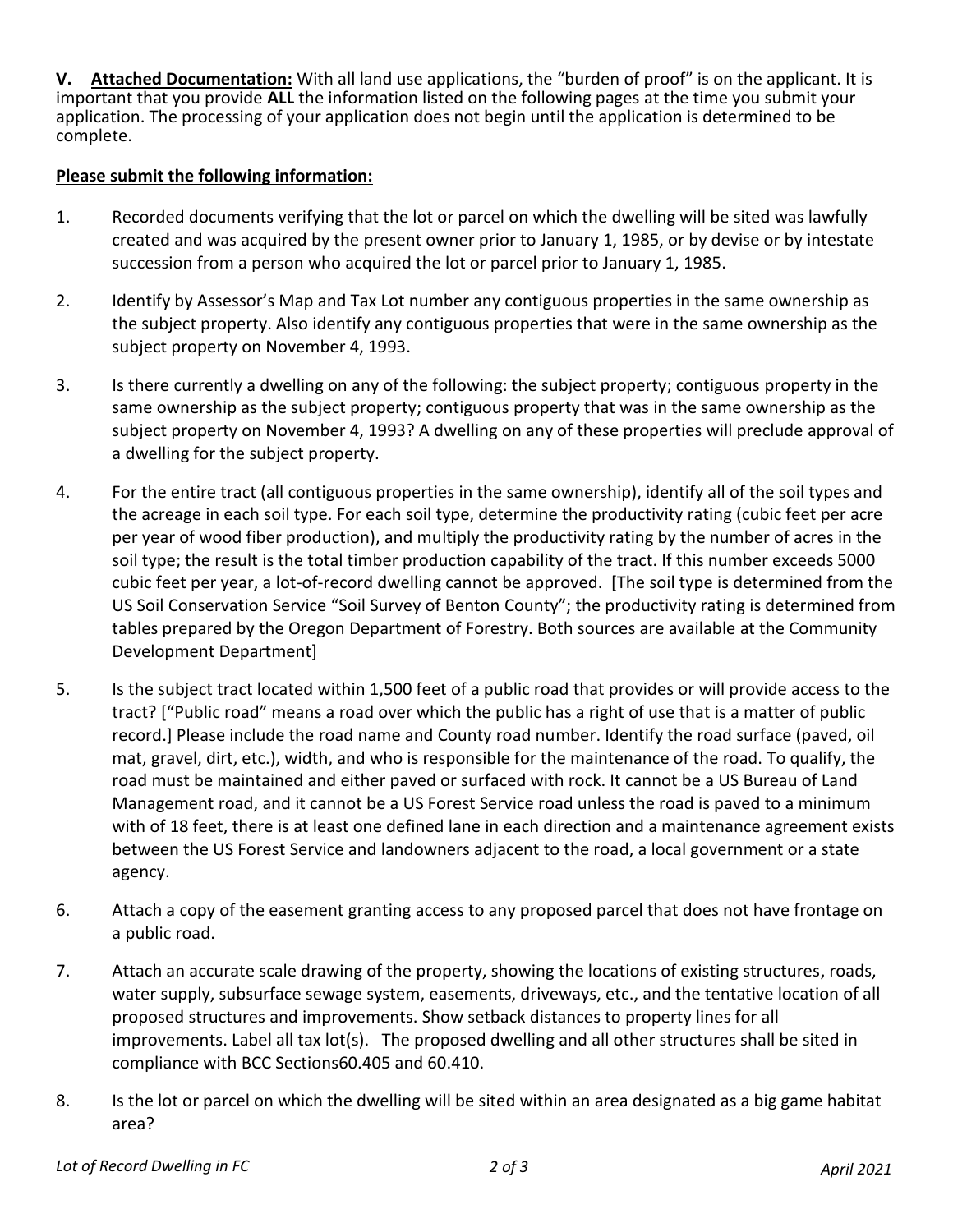**V. Attached Documentation:** With all land use applications, the "burden of proof" is on the applicant. It is important that you provide **ALL** the information listed on the following pages at the time you submit your application. The processing of your application does not begin until the application is determined to be complete.

**Please submit the following information:**

1. Recorded documents verifying that the lot or parcel on which the dwelling will be sited was lawfully created and was acquired by the present owner prior to January 1, 1985, or by devise or by intestate succession from a person who acquired the lot or parcel prior to January 1, 1985.

2. Identify by Assessor's Map and Tax Lot number any contiguous properties in the same ownership as the subject property. Also identify any contiguous properties that were in the same ownership as the subject property on November 4, 1993.

3. Is there currently a dwelling on any of the following: the subject property; contiguous property in the same ownership as the subject property; contiguous property that was in the same ownership as the subject property on November 4, 1993? A dwelling on any of these properties will preclude approval of a dwelling for the subject property.

4. For the entire tract (all contiguous properties in the same ownership), identify all of the soil types and the acreage in each soil type. For each soil type, determine the productivity rating (cubic feet per acre per year of wood fiber production), and multiply the productivity rating by the number of acres in the soil type; the result is the total timber production capability of the tract. If this number exceeds 5000 cubic feet per year, a lot-of-record dwelling cannot be approved. [The soil type is determined from the US Soil Conservation Service "Soil Survey of Benton County"; the productivity rating is determined from tables prepared by the Oregon Department of Forestry. Both sources are available at the Community Development Department]

5. Is the subject tract located within 1,500 feet of a public road that provides or will provide access to the tract? ["Public road" means a road over which the public has a right of use that is a matter of public record.] Please include the road name and County road number. Identify the road surface (paved, oil mat, gravel, dirt, etc.), width, and who is responsible for the maintenance of the road. To qualify, the road must be maintained and either paved or surfaced with rock. It cannot be a US Bureau of Land Management road, and it cannot be a US Forest Service road unless the road is paved to a minimum with of 18 feet, there is at least one defined lane in each direction and a maintenance agreement exists between the US Forest Service and landowners adjacent to the road, a local government or a state agency.

6. Attach a copy of the easement granting access to any proposed parcel that does not have frontage on a public road.

7. Attach an accurate scale drawing of the property, showing the locations of existing structures, roads, water supply, subsurface sewage system, easements, driveways, etc., and the tentative location of all proposed structures and improvements. Show setback distances to property lines for all improvements. Label all tax lot(s). The proposed dwelling and all other structures shall be sited in compliance with BCC Sections60.405 and 60.410.

8. Is the lot or parcel on which the dwelling will be sited within an area designated as a big game habitat area?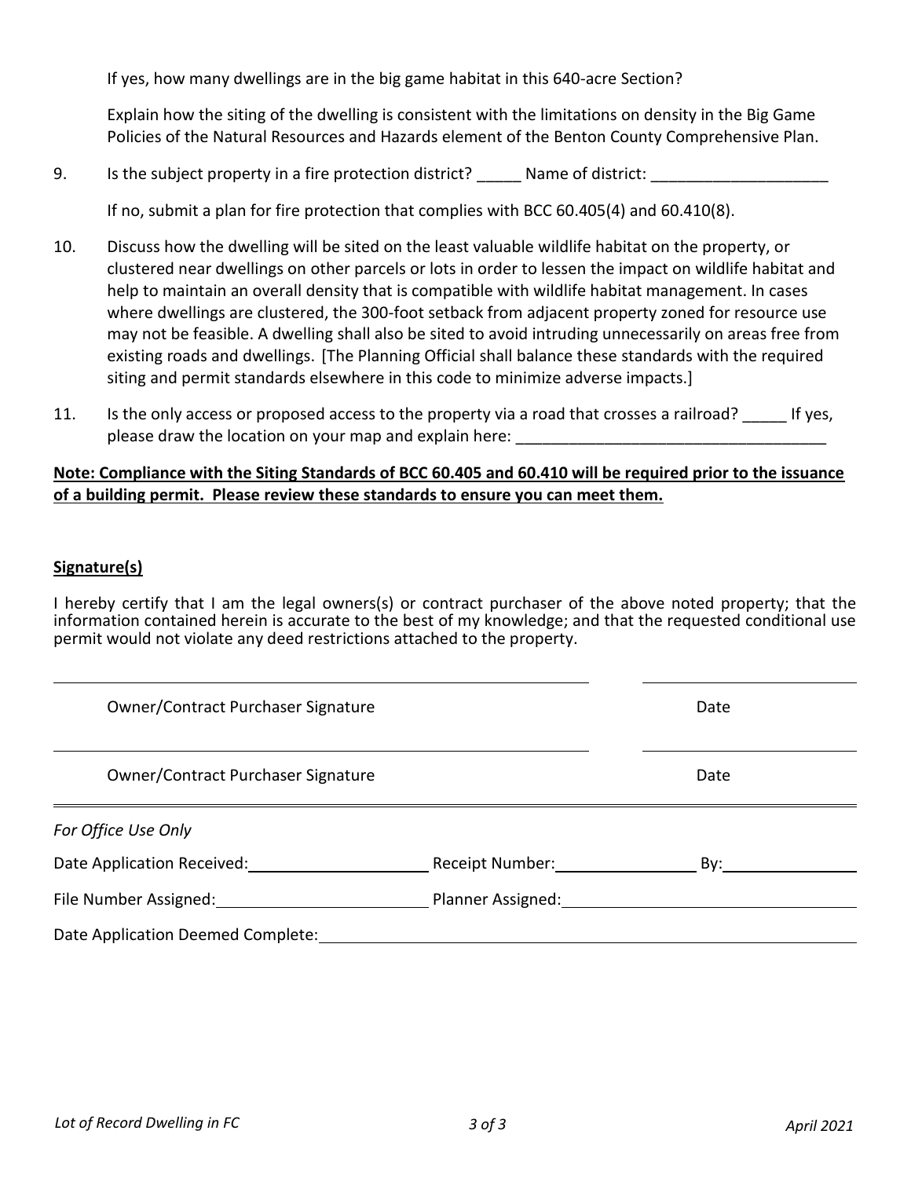If yes, how many dwellings are in the big game habitat in this 640-acre Section?

Explain how the siting of the dwelling is consistent with the limitations on density in the Big Game Policies of the Natural Resources and Hazards element of the Benton County Comprehensive Plan.

9. Is the subject property in a fire protection district? _____ Name of district: ____________________

   If no, submit a plan for fire protection that complies with BCC 60.405(4) and 60.410(8).

10. Discuss how the dwelling will be sited on the least valuable wildlife habitat on the property, or clustered near dwellings on other parcels or lots in order to lessen the impact on wildlife habitat and help to maintain an overall density that is compatible with wildlife habitat management. In cases where dwellings are clustered, the 300-foot setback from adjacent property zoned for resource use may not be feasible. A dwelling shall also be sited to avoid intruding unnecessarily on areas free from existing roads and dwellings. [The Planning Official shall balance these standards with the required siting and permit standards elsewhere in this code to minimize adverse impacts.]

11. Is the only access or proposed access to the property via a road that crosses a railroad? _____ If yes, please draw the location on your map and explain here: ___________________________________

**Note: Compliance with the Siting Standards of BCC 60.405 and 60.410 will be required prior to the issuance of a building permit. Please review these standards to ensure you can meet them.**

**Signature(s)**

I hereby certify that I am the legal owners(s) or contract purchaser of the above noted property; that the information contained herein is accurate to the best of my knowledge; and that the requested conditional use permit would not violate any deed restrictions attached to the property.

______________________________________ ______________

Owner/Contract Purchaser Signature Date

______________________________________ ______________

Owner/Contract Purchaser Signature Date

*For Office Use Only*

Date Application Received: ____________________ Receipt Number: ________________ By: ________________

File Number Assigned: ________________________ Planner Assigned: ________________________________

Date Application Deemed Complete: ________________________________________________________